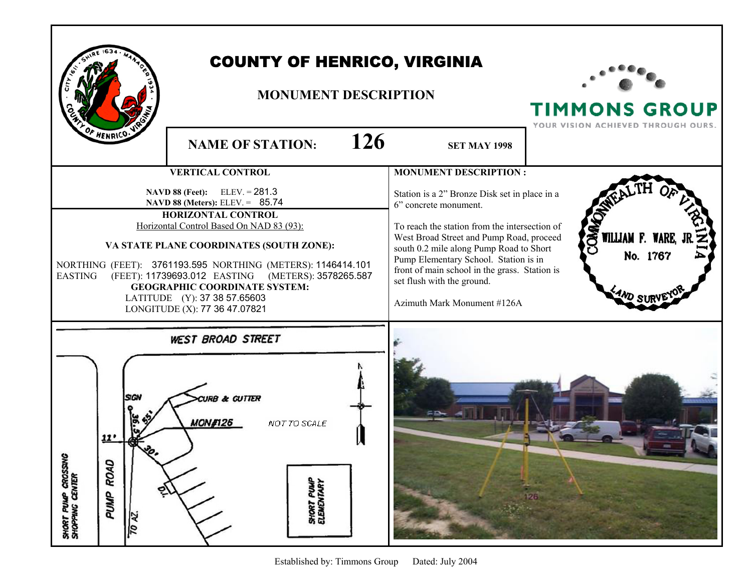# COUNTY OF HENRICO, VIRGINIA

## MONUMENT DESCRIPTION

TIMMONS GROUP
YOUR VISION ACHIEVED THROUGH OURS.

**NAME OF STATION: 126** **SET MAY 1998**

### VERTICAL CONTROL

**NAVD 88 (Feet):** ELEV. = 281.3
**NAVD 88 (Meters):** ELEV. = 85.74

### HORIZONTAL CONTROL

Horizontal Control Based On NAD 83 (93):

**VA STATE PLANE COORDINATES (SOUTH ZONE):**

NORTHING (FEET): 3761193.595 NORTHING (METERS): 1146414.101
EASTING (FEET): 11739693.012 EASTING (METERS): 3578265.587

**GEOGRAPHIC COORDINATE SYSTEM:**

LATITUDE (Y): 37 38 57.65603
LONGITUDE (X): 77 36 47.07821

### MONUMENT DESCRIPTION :

Station is a 2" Bronze Disk set in place in a 6" concrete monument.

To reach the station from the intersection of West Broad Street and Pump Road, proceed south 0.2 mile along Pump Road to Short Pump Elementary School. Station is in front of main school in the grass. Station is set flush with the ground.

Azimuth Mark Monument #126A

COMMONWEALTH OF VIRGINIA
WILLIAM F. WARE, JR.
No. 1767
LAND SURVEYOR

WEST BROAD STREET
SIGN
CURB & GUTTER
36.5'
55'
MON#126
NOT TO SCALE
11'
30'
D.I.
PUMP ROAD
SHORT PUMP CROSSING SHOPPING CENTER
TO AZ.
SHORT PUMP ELEMENTARY

126

Established by: Timmons Group Dated: July 2004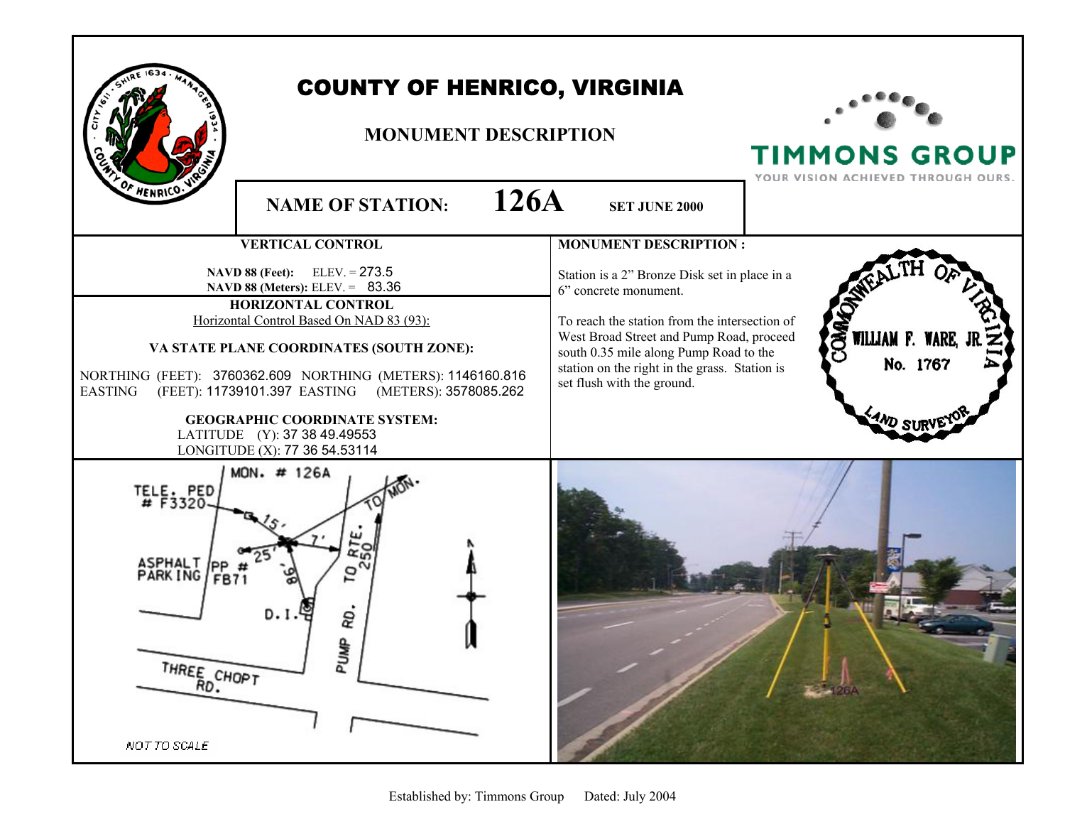# COUNTY OF HENRICO, VIRGINIA

## MONUMENT DESCRIPTION

TIMMONS GROUP
YOUR VISION ACHIEVED THROUGH OURS.

**NAME OF STATION: 126A** **SET JUNE 2000**

### VERTICAL CONTROL

**NAVD 88 (Feet):** ELEV. = 273.5
**NAVD 88 (Meters):** ELEV. = 83.36

### HORIZONTAL CONTROL

Horizontal Control Based On NAD 83 (93):

**VA STATE PLANE COORDINATES (SOUTH ZONE):**

NORTHING (FEET): 3760362.609 NORTHING (METERS): 1146160.816
EASTING (FEET): 11739101.397 EASTING (METERS): 3578085.262

**GEOGRAPHIC COORDINATE SYSTEM:**

LATITUDE (Y): 37 38 49.49553
LONGITUDE (X): 77 36 54.53114

### MONUMENT DESCRIPTION :

Station is a 2" Bronze Disk set in place in a 6" concrete monument.

To reach the station from the intersection of West Broad Street and Pump Road, proceed south 0.35 mile along Pump Road to the station on the right in the grass. Station is set flush with the ground.

COMMONWEALTH OF VIRGINIA
WILLIAM F. WARE, JR.
No. 1767
LAND SURVEYOR

MON. # 126A
TELE. PED # F3320
TO MON.
15'
7'
25'
86'
ASPHALT PARKING
PP # FB71
TO RTE. 250
D.I.
PUMP RD.
THREE CHOPT RD.
NOT TO SCALE

126A

Established by: Timmons Group Dated: July 2004